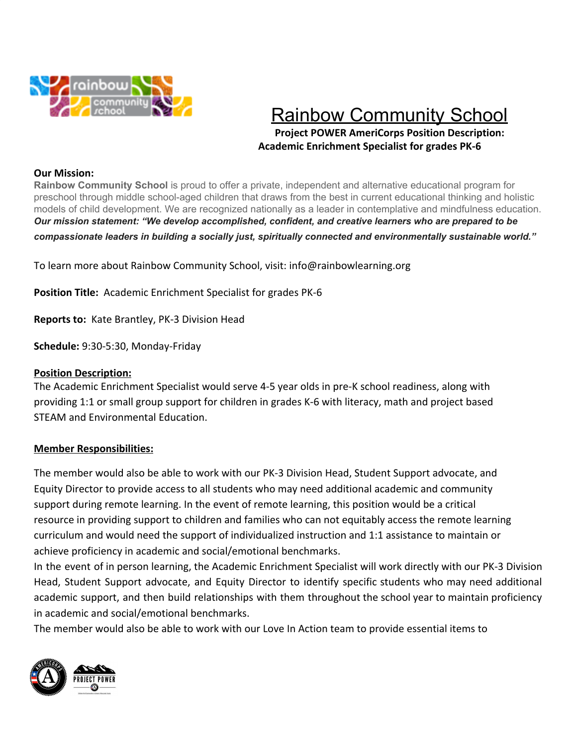# Rainbow Community School

**Project POWER AmeriCorps Position Description:**
**Academic Enrichment Specialist for grades PK-6**

**Our Mission:**

**Rainbow Community School** is proud to offer a private, independent and alternative educational program for preschool through middle school-aged children that draws from the best in current educational thinking and holistic models of child development. We are recognized nationally as a leader in contemplative and mindfulness education.

***Our mission statement: "We develop accomplished, confident, and creative learners who are prepared to be compassionate leaders in building a socially just, spiritually connected and environmentally sustainable world."***

To learn more about Rainbow Community School, visit: info@rainbowlearning.org

**Position Title:** Academic Enrichment Specialist for grades PK-6

**Reports to:** Kate Brantley, PK-3 Division Head

**Schedule:** 9:30-5:30, Monday-Friday

**Position Description:**

The Academic Enrichment Specialist would serve 4-5 year olds in pre-K school readiness, along with providing 1:1 or small group support for children in grades K-6 with literacy, math and project based STEAM and Environmental Education.

**Member Responsibilities:**

The member would also be able to work with our PK-3 Division Head, Student Support advocate, and Equity Director to provide access to all students who may need additional academic and community support during remote learning. In the event of remote learning, this position would be a critical resource in providing support to children and families who can not equitably access the remote learning curriculum and would need the support of individualized instruction and 1:1 assistance to maintain or achieve proficiency in academic and social/emotional benchmarks.

In the event of in person learning, the Academic Enrichment Specialist will work directly with our PK-3 Division Head, Student Support advocate, and Equity Director to identify specific students who may need additional academic support, and then build relationships with them throughout the school year to maintain proficiency in academic and social/emotional benchmarks.

The member would also be able to work with our Love In Action team to provide essential items to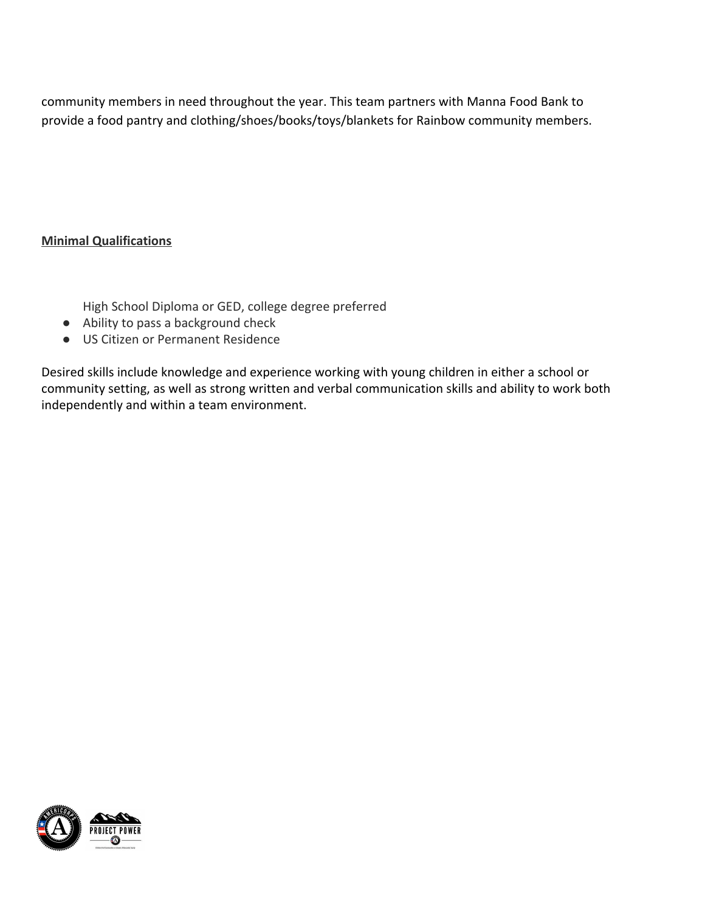community members in need throughout the year. This team partners with Manna Food Bank to provide a food pantry and clothing/shoes/books/toys/blankets for Rainbow community members.

**Minimal Qualifications**

- High School Diploma or GED, college degree preferred
- Ability to pass a background check
- US Citizen or Permanent Residence

Desired skills include knowledge and experience working with young children in either a school or community setting, as well as strong written and verbal communication skills and ability to work both independently and within a team environment.